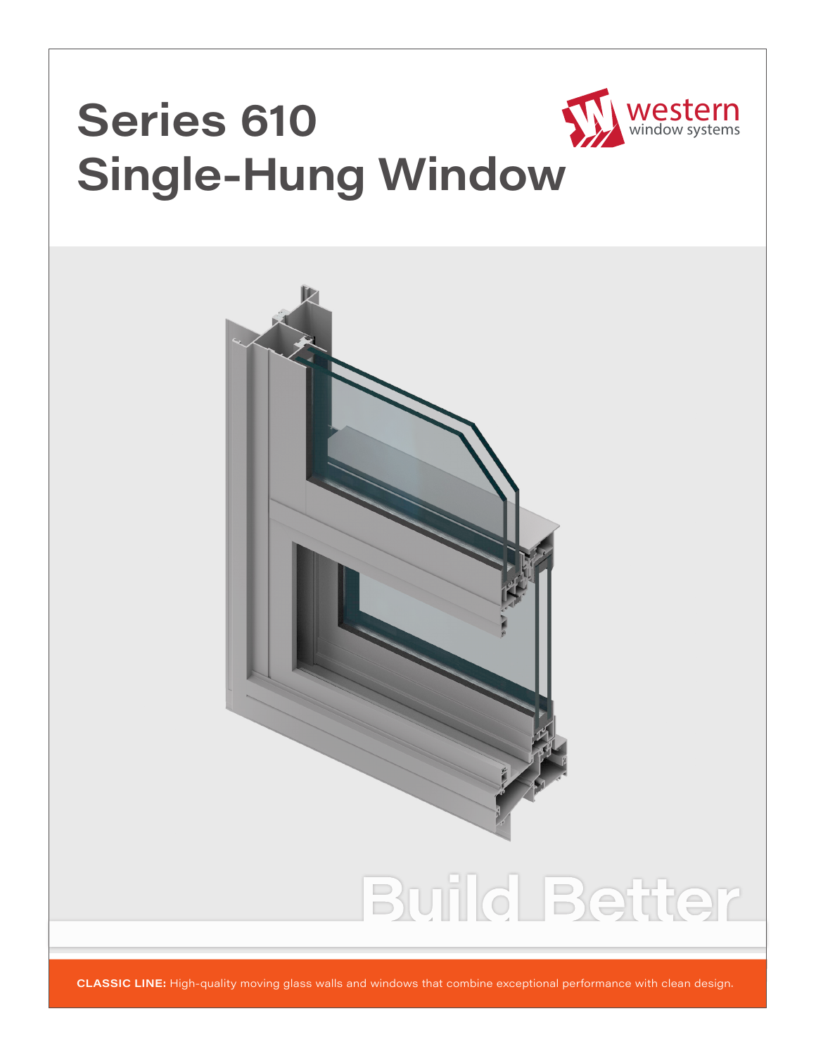# Series 610 Single-Hung Window

western window systems

Build Better

**CLASSIC LINE:** High-quality moving glass walls and windows that combine exceptional performance with clean design.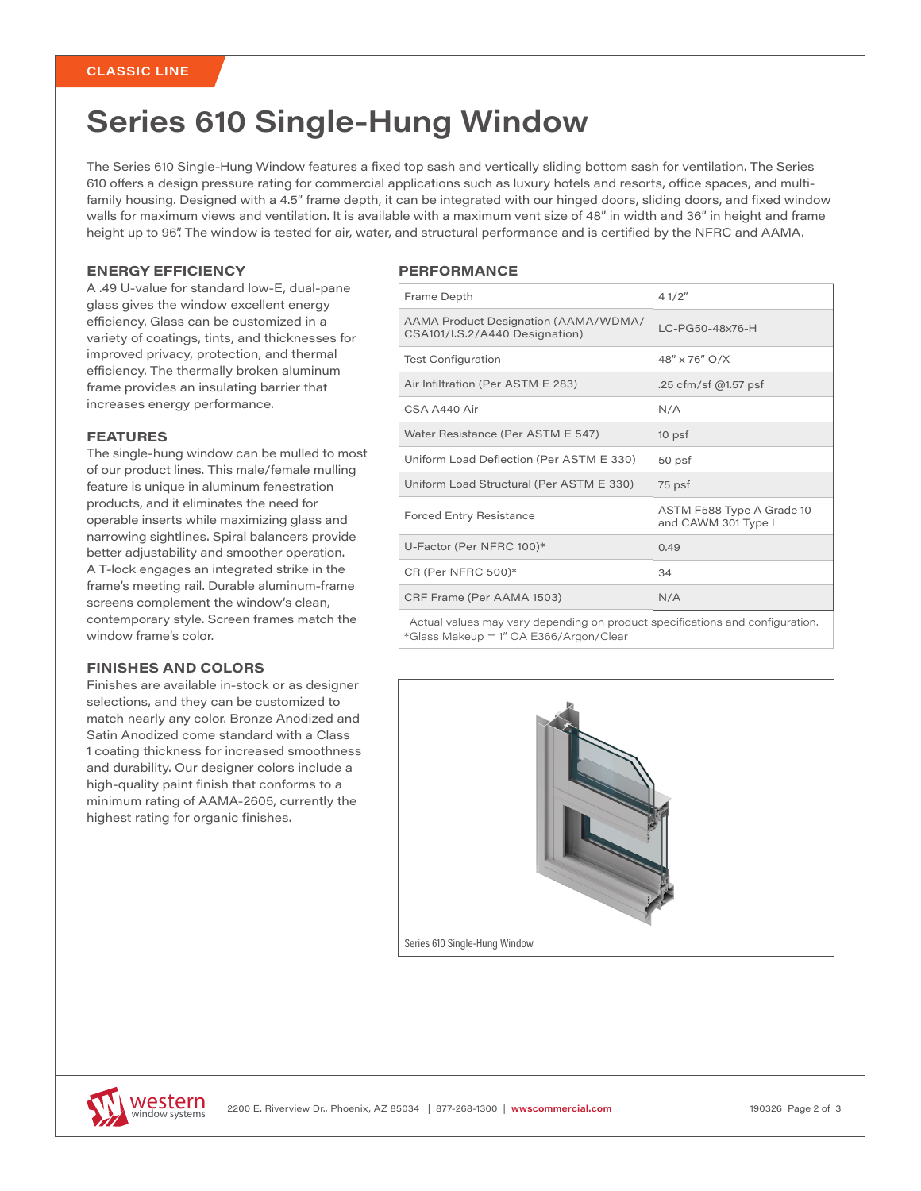CLASSIC LINE

# Series 610 Single-Hung Window

The Series 610 Single-Hung Window features a fixed top sash and vertically sliding bottom sash for ventilation. The Series 610 offers a design pressure rating for commercial applications such as luxury hotels and resorts, office spaces, and multi-family housing. Designed with a 4.5" frame depth, it can be integrated with our hinged doors, sliding doors, and fixed window walls for maximum views and ventilation. It is available with a maximum vent size of 48" in width and 36" in height and frame height up to 96". The window is tested for air, water, and structural performance and is certified by the NFRC and AAMA.

### ENERGY EFFICIENCY

A .49 U-value for standard low-E, dual-pane glass gives the window excellent energy efficiency. Glass can be customized in a variety of coatings, tints, and thicknesses for improved privacy, protection, and thermal efficiency. The thermally broken aluminum frame provides an insulating barrier that increases energy performance.

### FEATURES

The single-hung window can be mulled to most of our product lines. This male/female mulling feature is unique in aluminum fenestration products, and it eliminates the need for operable inserts while maximizing glass and narrowing sightlines. Spiral balancers provide better adjustability and smoother operation. A T-lock engages an integrated strike in the frame's meeting rail. Durable aluminum-frame screens complement the window's clean, contemporary style. Screen frames match the window frame's color.

### FINISHES AND COLORS

Finishes are available in-stock or as designer selections, and they can be customized to match nearly any color. Bronze Anodized and Satin Anodized come standard with a Class 1 coating thickness for increased smoothness and durability. Our designer colors include a high-quality paint finish that conforms to a minimum rating of AAMA-2605, currently the highest rating for organic finishes.

### PERFORMANCE

| | |
|---|---|
| Frame Depth | 4 1/2" |
| AAMA Product Designation (AAMA/WDMA/CSA101/I.S.2/A440 Designation) | LC-PG50-48x76-H |
| Test Configuration | 48" x 76" O/X |
| Air Infiltration (Per ASTM E 283) | .25 cfm/sf @1.57 psf |
| CSA A440 Air | N/A |
| Water Resistance (Per ASTM E 547) | 10 psf |
| Uniform Load Deflection (Per ASTM E 330) | 50 psf |
| Uniform Load Structural (Per ASTM E 330) | 75 psf |
| Forced Entry Resistance | ASTM F588 Type A Grade 10 and CAWM 301 Type I |
| U-Factor (Per NFRC 100)* | 0.49 |
| CR (Per NFRC 500)* | 34 |
| CRF Frame (Per AAMA 1503) | N/A |

Actual values may vary depending on product specifications and configuration.
*Glass Makeup = 1" OA E366/Argon/Clear

Series 610 Single-Hung Window

western window systems   2200 E. Riverview Dr., Phoenix, AZ 85034 | 877-268-1300 | wwscommercial.com   190326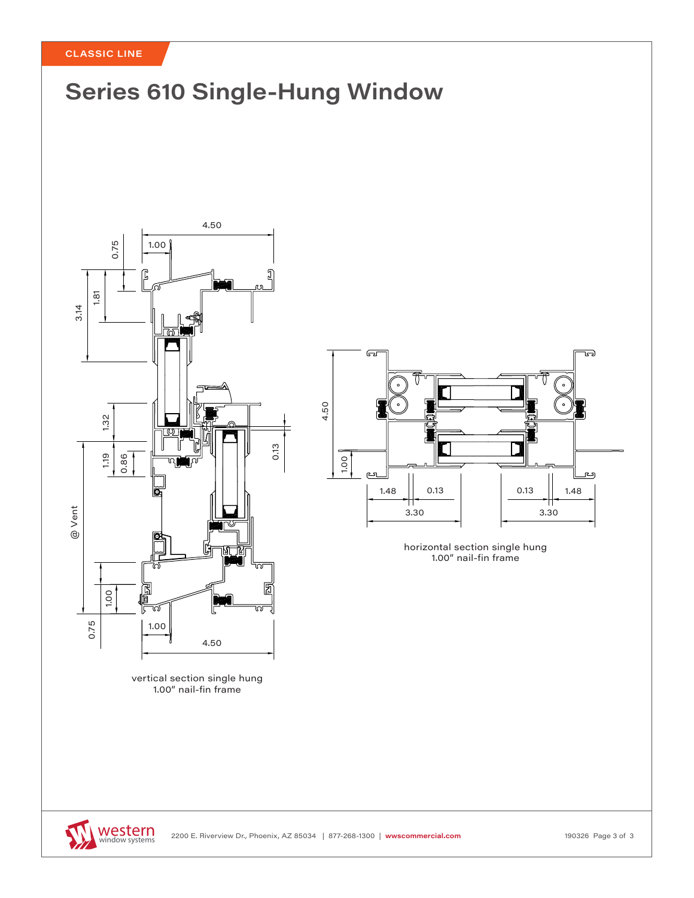CLASSIC LINE

# Series 610 Single-Hung Window

4.50
1.00
0.75
1.81
3.14
1.32
1.19
0.86
0.13
@ Vent
1.00
0.75
1.00
4.50

vertical section single hung
1.00" nail-fin frame

4.50
1.00
1.48
0.13
3.30
0.13
1.48
3.30

horizontal section single hung
1.00" nail-fin frame

2200 E. Riverview Dr., Phoenix, AZ 85034 | 877-268-1300 | **wwscommercial.com**

190326